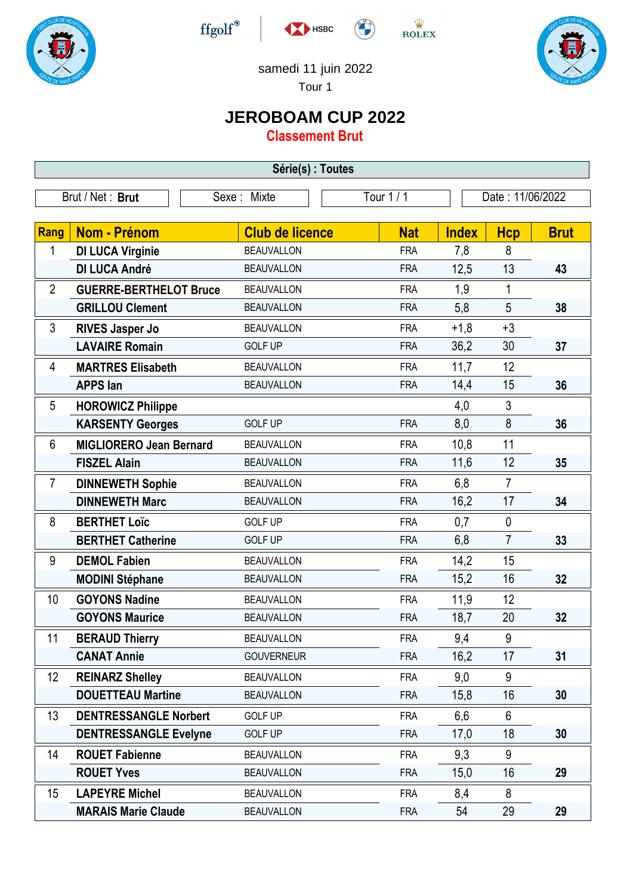samedi 11 juin 2022

Tour 1

# JEROBOAM CUP 2022

## Classement Brut

**Série(s) : Toutes**

| Brut / Net : **Brut** | Sexe : Mixte | Tour 1 / 1 | Date : 11/06/2022 |
|---|---|---|---|

| Rang | Nom - Prénom | Club de licence | Nat | Index | Hcp | Brut |
|---|---|---|---|---|---|---|
| 1 | **DI LUCA Virginie** | BEAUVALLON | FRA | 7,8 | 8 | |
| | **DI LUCA André** | BEAUVALLON | FRA | 12,5 | 13 | **43** |
| 2 | **GUERRE-BERTHELOT Bruce** | BEAUVALLON | FRA | 1,9 | 1 | |
| | **GRILLOU Clement** | BEAUVALLON | FRA | 5,8 | 5 | **38** |
| 3 | **RIVES Jasper Jo** | BEAUVALLON | FRA | +1,8 | +3 | |
| | **LAVAIRE Romain** | GOLF UP | FRA | 36,2 | 30 | **37** |
| 4 | **MARTRES Elisabeth** | BEAUVALLON | FRA | 11,7 | 12 | |
| | **APPS Ian** | BEAUVALLON | FRA | 14,4 | 15 | **36** |
| 5 | **HOROWICZ Philippe** | | | 4,0 | 3 | |
| | **KARSENTY Georges** | GOLF UP | FRA | 8,0 | 8 | **36** |
| 6 | **MIGLIORERO Jean Bernard** | BEAUVALLON | FRA | 10,8 | 11 | |
| | **FISZEL Alain** | BEAUVALLON | FRA | 11,6 | 12 | **35** |
| 7 | **DINNEWETH Sophie** | BEAUVALLON | FRA | 6,8 | 7 | |
| | **DINNEWETH Marc** | BEAUVALLON | FRA | 16,2 | 17 | **34** |
| 8 | **BERTHET Loïc** | GOLF UP | FRA | 0,7 | 0 | |
| | **BERTHET Catherine** | GOLF UP | FRA | 6,8 | 7 | **33** |
| 9 | **DEMOL Fabien** | BEAUVALLON | FRA | 14,2 | 15 | |
| | **MODINI Stéphane** | BEAUVALLON | FRA | 15,2 | 16 | **32** |
| 10 | **GOYONS Nadine** | BEAUVALLON | FRA | 11,9 | 12 | |
| | **GOYONS Maurice** | BEAUVALLON | FRA | 18,7 | 20 | **32** |
| 11 | **BERAUD Thierry** | BEAUVALLON | FRA | 9,4 | 9 | |
| | **CANAT Annie** | GOUVERNEUR | FRA | 16,2 | 17 | **31** |
| 12 | **REINARZ Shelley** | BEAUVALLON | FRA | 9,0 | 9 | |
| | **DOUETTEAU Martine** | BEAUVALLON | FRA | 15,8 | 16 | **30** |
| 13 | **DENTRESSANGLE Norbert** | GOLF UP | FRA | 6,6 | 6 | |
| | **DENTRESSANGLE Evelyne** | GOLF UP | FRA | 17,0 | 18 | **30** |
| 14 | **ROUET Fabienne** | BEAUVALLON | FRA | 9,3 | 9 | |
| | **ROUET Yves** | BEAUVALLON | FRA | 15,0 | 16 | **29** |
| 15 | **LAPEYRE Michel** | BEAUVALLON | FRA | 8,4 | 8 | |
| | **MARAIS Marie Claude** | BEAUVALLON | FRA | 54 | 29 | **29** |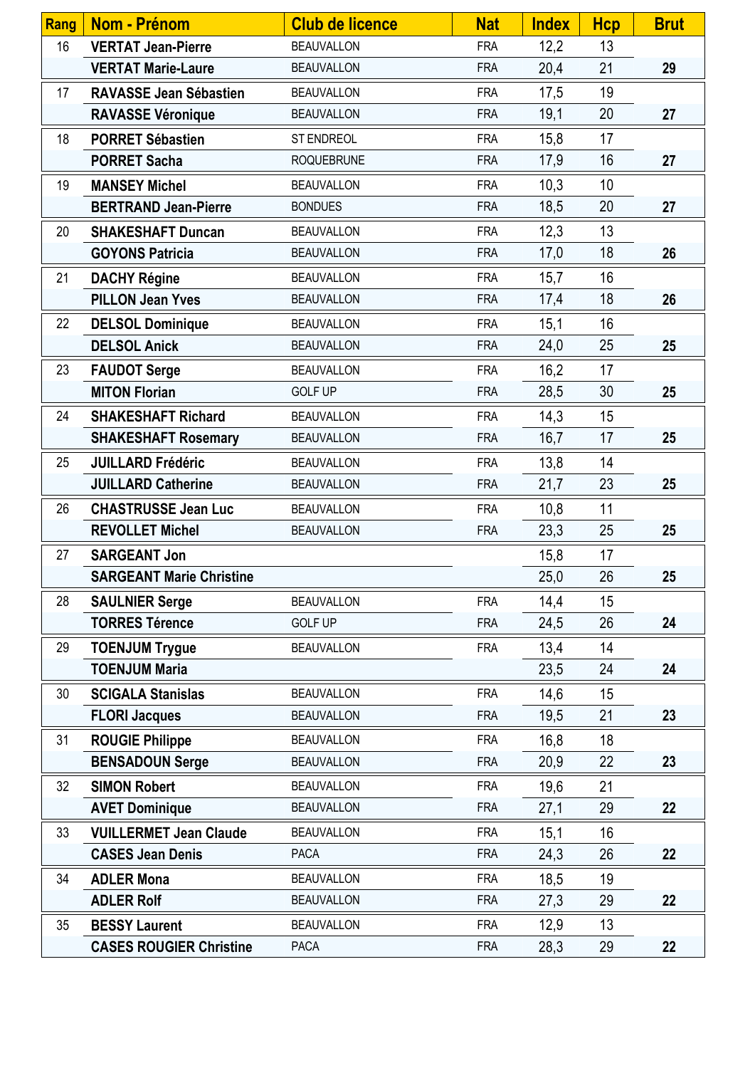| Rang | Nom - Prénom | Club de licence | Nat | Index | Hcp | Brut |
|---|---|---|---|---|---|---|
| 16 | **VERTAT Jean-Pierre** | BEAUVALLON | FRA | 12,2 | 13 | |
| | **VERTAT Marie-Laure** | BEAUVALLON | FRA | 20,4 | 21 | **29** |
| 17 | **RAVASSE Jean Sébastien** | BEAUVALLON | FRA | 17,5 | 19 | |
| | **RAVASSE Véronique** | BEAUVALLON | FRA | 19,1 | 20 | **27** |
| 18 | **PORRET Sébastien** | ST ENDREOL | FRA | 15,8 | 17 | |
| | **PORRET Sacha** | ROQUEBRUNE | FRA | 17,9 | 16 | **27** |
| 19 | **MANSEY Michel** | BEAUVALLON | FRA | 10,3 | 10 | |
| | **BERTRAND Jean-Pierre** | BONDUES | FRA | 18,5 | 20 | **27** |
| 20 | **SHAKESHAFT Duncan** | BEAUVALLON | FRA | 12,3 | 13 | |
| | **GOYONS Patricia** | BEAUVALLON | FRA | 17,0 | 18 | **26** |
| 21 | **DACHY Régine** | BEAUVALLON | FRA | 15,7 | 16 | |
| | **PILLON Jean Yves** | BEAUVALLON | FRA | 17,4 | 18 | **26** |
| 22 | **DELSOL Dominique** | BEAUVALLON | FRA | 15,1 | 16 | |
| | **DELSOL Anick** | BEAUVALLON | FRA | 24,0 | 25 | **25** |
| 23 | **FAUDOT Serge** | BEAUVALLON | FRA | 16,2 | 17 | |
| | **MITON Florian** | GOLF UP | FRA | 28,5 | 30 | **25** |
| 24 | **SHAKESHAFT Richard** | BEAUVALLON | FRA | 14,3 | 15 | |
| | **SHAKESHAFT Rosemary** | BEAUVALLON | FRA | 16,7 | 17 | **25** |
| 25 | **JUILLARD Frédéric** | BEAUVALLON | FRA | 13,8 | 14 | |
| | **JUILLARD Catherine** | BEAUVALLON | FRA | 21,7 | 23 | **25** |
| 26 | **CHASTRUSSE Jean Luc** | BEAUVALLON | FRA | 10,8 | 11 | |
| | **REVOLLET Michel** | BEAUVALLON | FRA | 23,3 | 25 | **25** |
| 27 | **SARGEANT Jon** | | | 15,8 | 17 | |
| | **SARGEANT Marie Christine** | | | 25,0 | 26 | **25** |
| 28 | **SAULNIER Serge** | BEAUVALLON | FRA | 14,4 | 15 | |
| | **TORRES Térence** | GOLF UP | FRA | 24,5 | 26 | **24** |
| 29 | **TOENJUM Trygue** | BEAUVALLON | FRA | 13,4 | 14 | |
| | **TOENJUM Maria** | | | 23,5 | 24 | **24** |
| 30 | **SCIGALA Stanislas** | BEAUVALLON | FRA | 14,6 | 15 | |
| | **FLORI Jacques** | BEAUVALLON | FRA | 19,5 | 21 | **23** |
| 31 | **ROUGIE Philippe** | BEAUVALLON | FRA | 16,8 | 18 | |
| | **BENSADOUN Serge** | BEAUVALLON | FRA | 20,9 | 22 | **23** |
| 32 | **SIMON Robert** | BEAUVALLON | FRA | 19,6 | 21 | |
| | **AVET Dominique** | BEAUVALLON | FRA | 27,1 | 29 | **22** |
| 33 | **VUILLERMET Jean Claude** | BEAUVALLON | FRA | 15,1 | 16 | |
| | **CASES Jean Denis** | PACA | FRA | 24,3 | 26 | **22** |
| 34 | **ADLER Mona** | BEAUVALLON | FRA | 18,5 | 19 | |
| | **ADLER Rolf** | BEAUVALLON | FRA | 27,3 | 29 | **22** |
| 35 | **BESSY Laurent** | BEAUVALLON | FRA | 12,9 | 13 | |
| | **CASES ROUGIER Christine** | PACA | FRA | 28,3 | 29 | **22** |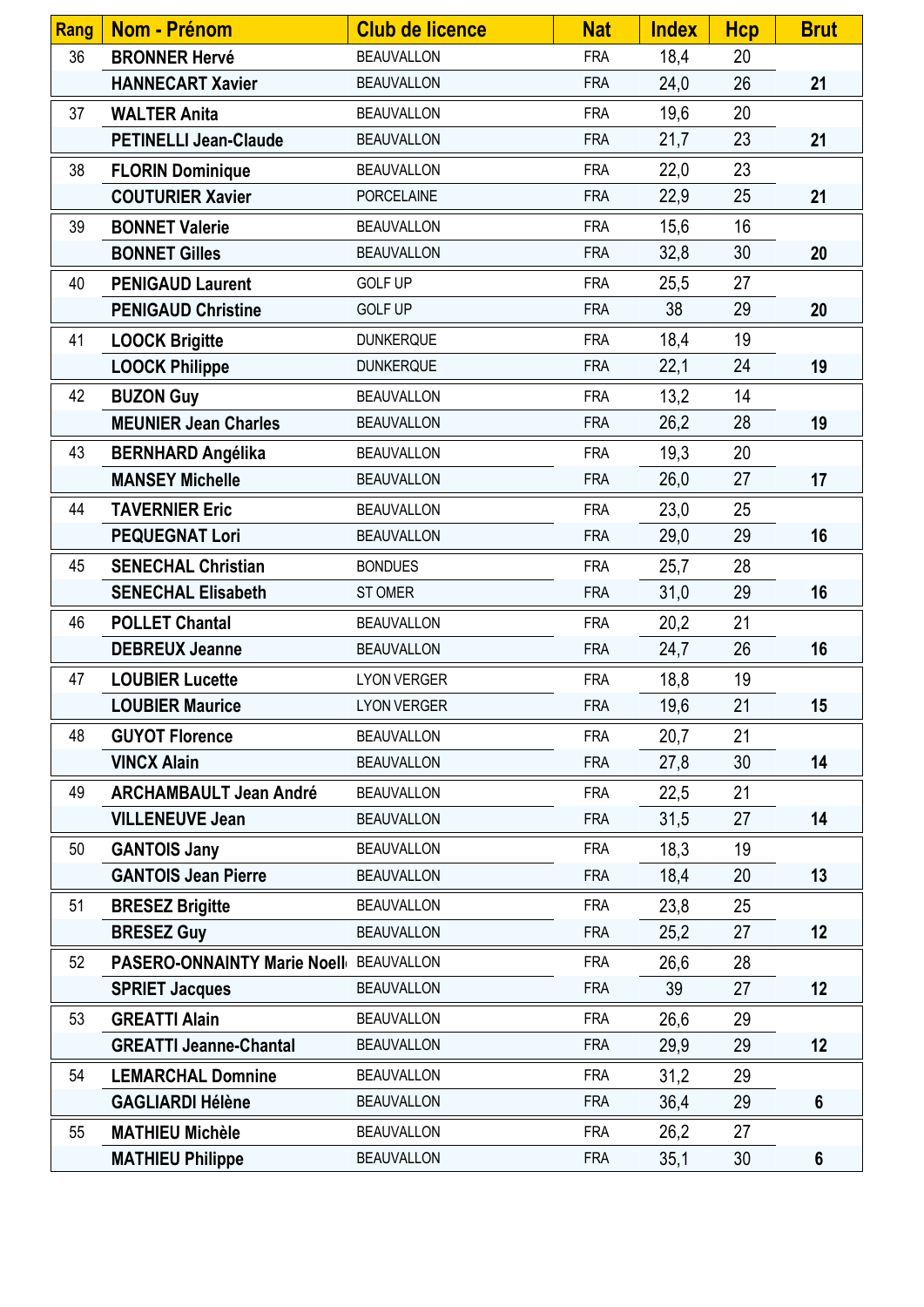| Rang | Nom - Prénom | Club de licence | Nat | Index | Hcp | Brut |
|---|---|---|---|---|---|---|
| 36 | **BRONNER Hervé** | BEAUVALLON | FRA | 18,4 | 20 | |
| | **HANNECART Xavier** | BEAUVALLON | FRA | 24,0 | 26 | **21** |
| 37 | **WALTER Anita** | BEAUVALLON | FRA | 19,6 | 20 | |
| | **PETINELLI Jean-Claude** | BEAUVALLON | FRA | 21,7 | 23 | **21** |
| 38 | **FLORIN Dominique** | BEAUVALLON | FRA | 22,0 | 23 | |
| | **COUTURIER Xavier** | PORCELAINE | FRA | 22,9 | 25 | **21** |
| 39 | **BONNET Valerie** | BEAUVALLON | FRA | 15,6 | 16 | |
| | **BONNET Gilles** | BEAUVALLON | FRA | 32,8 | 30 | **20** |
| 40 | **PENIGAUD Laurent** | GOLF UP | FRA | 25,5 | 27 | |
| | **PENIGAUD Christine** | GOLF UP | FRA | 38 | 29 | **20** |
| 41 | **LOOCK Brigitte** | DUNKERQUE | FRA | 18,4 | 19 | |
| | **LOOCK Philippe** | DUNKERQUE | FRA | 22,1 | 24 | **19** |
| 42 | **BUZON Guy** | BEAUVALLON | FRA | 13,2 | 14 | |
| | **MEUNIER Jean Charles** | BEAUVALLON | FRA | 26,2 | 28 | **19** |
| 43 | **BERNHARD Angélika** | BEAUVALLON | FRA | 19,3 | 20 | |
| | **MANSEY Michelle** | BEAUVALLON | FRA | 26,0 | 27 | **17** |
| 44 | **TAVERNIER Eric** | BEAUVALLON | FRA | 23,0 | 25 | |
| | **PEQUEGNAT Lori** | BEAUVALLON | FRA | 29,0 | 29 | **16** |
| 45 | **SENECHAL Christian** | BONDUES | FRA | 25,7 | 28 | |
| | **SENECHAL Elisabeth** | ST OMER | FRA | 31,0 | 29 | **16** |
| 46 | **POLLET Chantal** | BEAUVALLON | FRA | 20,2 | 21 | |
| | **DEBREUX Jeanne** | BEAUVALLON | FRA | 24,7 | 26 | **16** |
| 47 | **LOUBIER Lucette** | LYON VERGER | FRA | 18,8 | 19 | |
| | **LOUBIER Maurice** | LYON VERGER | FRA | 19,6 | 21 | **15** |
| 48 | **GUYOT Florence** | BEAUVALLON | FRA | 20,7 | 21 | |
| | **VINCX Alain** | BEAUVALLON | FRA | 27,8 | 30 | **14** |
| 49 | **ARCHAMBAULT Jean André** | BEAUVALLON | FRA | 22,5 | 21 | |
| | **VILLENEUVE Jean** | BEAUVALLON | FRA | 31,5 | 27 | **14** |
| 50 | **GANTOIS Jany** | BEAUVALLON | FRA | 18,3 | 19 | |
| | **GANTOIS Jean Pierre** | BEAUVALLON | FRA | 18,4 | 20 | **13** |
| 51 | **BRESEZ Brigitte** | BEAUVALLON | FRA | 23,8 | 25 | |
| | **BRESEZ Guy** | BEAUVALLON | FRA | 25,2 | 27 | **12** |
| 52 | **PASERO-ONNAINTY Marie Noell** | BEAUVALLON | FRA | 26,6 | 28 | |
| | **SPRIET Jacques** | BEAUVALLON | FRA | 39 | 27 | **12** |
| 53 | **GREATTI Alain** | BEAUVALLON | FRA | 26,6 | 29 | |
| | **GREATTI Jeanne-Chantal** | BEAUVALLON | FRA | 29,9 | 29 | **12** |
| 54 | **LEMARCHAL Domnine** | BEAUVALLON | FRA | 31,2 | 29 | |
| | **GAGLIARDI Hélène** | BEAUVALLON | FRA | 36,4 | 29 | **6** |
| 55 | **MATHIEU Michèle** | BEAUVALLON | FRA | 26,2 | 27 | |
| | **MATHIEU Philippe** | BEAUVALLON | FRA | 35,1 | 30 | **6** |